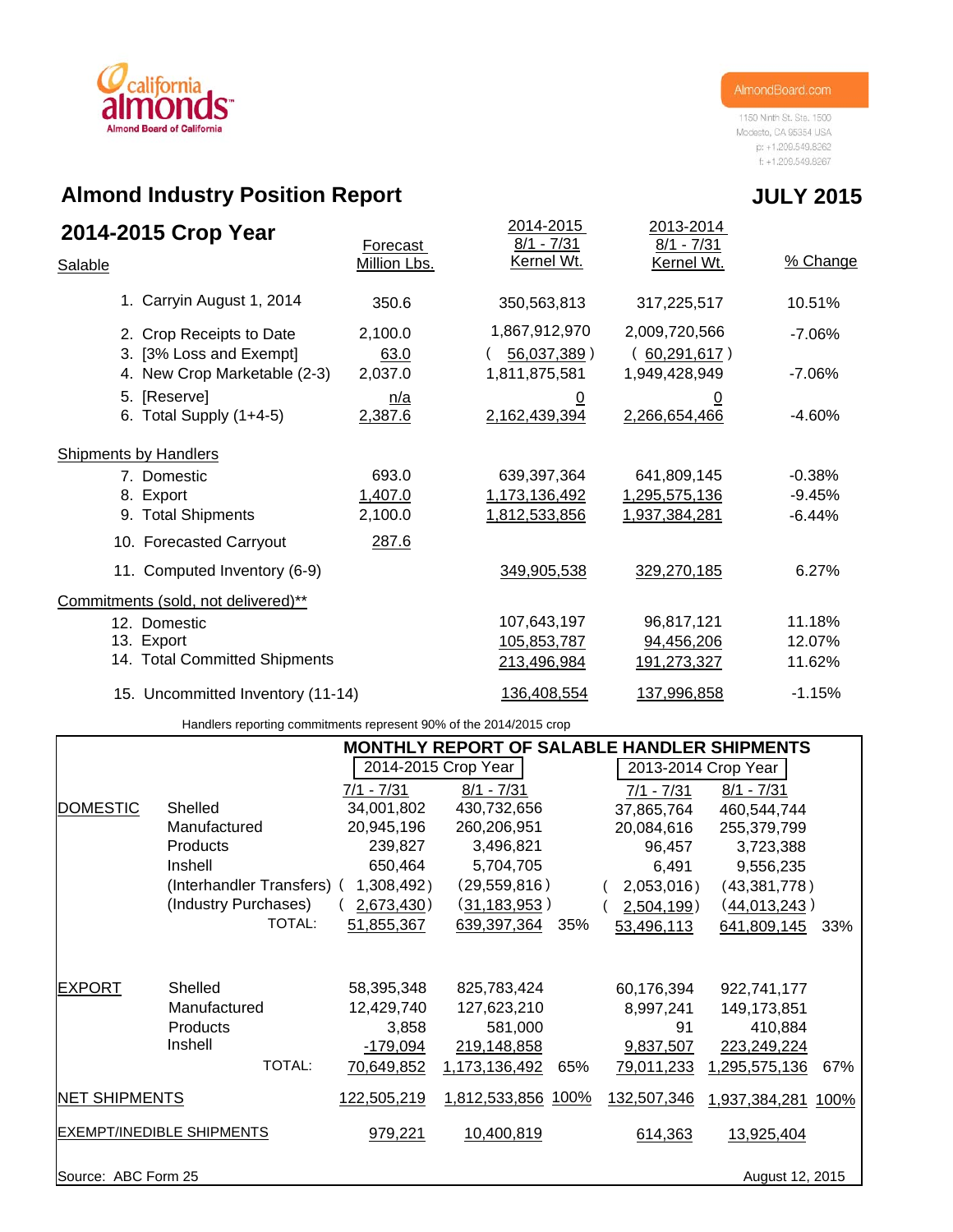california almonds
Almond Board of California

AlmondBoard.com
1150 Ninth St. Ste. 1500
Modesto, CA 95354 USA
p: +1.209.549.8262
f: +1.209.549.8267

# Almond Industry Position Report

**JULY 2015**

## 2014-2015 Crop Year

| Salable | Forecast Million Lbs. | 2014-2015 8/1 - 7/31 Kernel Wt. | 2013-2014 8/1 - 7/31 Kernel Wt. | % Change |
|---|---|---|---|---|
| 1. Carryin August 1, 2014 | 350.6 | 350,563,813 | 317,225,517 | 10.51% |
| 2. Crop Receipts to Date | 2,100.0 | 1,867,912,970 | 2,009,720,566 | -7.06% |
| 3. [3% Loss and Exempt] | 63.0 | ( 56,037,389 ) | ( 60,291,617 ) | |
| 4. New Crop Marketable (2-3) | 2,037.0 | 1,811,875,581 | 1,949,428,949 | -7.06% |
| 5. [Reserve] | n/a | 0 | 0 | |
| 6. Total Supply (1+4-5) | 2,387.6 | 2,162,439,394 | 2,266,654,466 | -4.60% |
| **Shipments by Handlers** | | | | |
| 7. Domestic | 693.0 | 639,397,364 | 641,809,145 | -0.38% |
| 8. Export | 1,407.0 | 1,173,136,492 | 1,295,575,136 | -9.45% |
| 9. Total Shipments | 2,100.0 | 1,812,533,856 | 1,937,384,281 | -6.44% |
| 10. Forecasted Carryout | 287.6 | | | |
| 11. Computed Inventory (6-9) | | 349,905,538 | 329,270,185 | 6.27% |
| **Commitments (sold, not delivered)**** | | | | |
| 12. Domestic | | 107,643,197 | 96,817,121 | 11.18% |
| 13. Export | | 105,853,787 | 94,456,206 | 12.07% |
| 14. Total Committed Shipments | | 213,496,984 | 191,273,327 | 11.62% |
| 15. Uncommitted Inventory (11-14) | | 136,408,554 | 137,996,858 | -1.15% |

Handlers reporting commitments represent 90% of the 2014/2015 crop

## MONTHLY REPORT OF SALABLE HANDLER SHIPMENTS

| | | 2014-2015 Crop Year | | | 2013-2014 Crop Year | | |
|---|---|---|---|---|---|---|---|
| | | 7/1 - 7/31 | 8/1 - 7/31 | | 7/1 - 7/31 | 8/1 - 7/31 | |
| DOMESTIC | Shelled | 34,001,802 | 430,732,656 | | 37,865,764 | 460,544,744 | |
| | Manufactured | 20,945,196 | 260,206,951 | | 20,084,616 | 255,379,799 | |
| | Products | 239,827 | 3,496,821 | | 96,457 | 3,723,388 | |
| | Inshell | 650,464 | 5,704,705 | | 6,491 | 9,556,235 | |
| | (Interhandler Transfers) | ( 1,308,492 ) | ( 29,559,816 ) | | ( 2,053,016 ) | ( 43,381,778 ) | |
| | (Industry Purchases) | ( 2,673,430 ) | ( 31,183,953 ) | | ( 2,504,199 ) | ( 44,013,243 ) | |
| | TOTAL: | 51,855,367 | 639,397,364 | 35% | 53,496,113 | 641,809,145 | 33% |
| EXPORT | Shelled | 58,395,348 | 825,783,424 | | 60,176,394 | 922,741,177 | |
| | Manufactured | 12,429,740 | 127,623,210 | | 8,997,241 | 149,173,851 | |
| | Products | 3,858 | 581,000 | | 91 | 410,884 | |
| | Inshell | -179,094 | 219,148,858 | | 9,837,507 | 223,249,224 | |
| | TOTAL: | 70,649,852 | 1,173,136,492 | 65% | 79,011,233 | 1,295,575,136 | 67% |
| NET SHIPMENTS | | 122,505,219 | 1,812,533,856 | 100% | 132,507,346 | 1,937,384,281 | 100% |
| EXEMPT/INEDIBLE SHIPMENTS | | 979,221 | 10,400,819 | | 614,363 | 13,925,404 | |

Source: ABC Form 25

August 12, 2015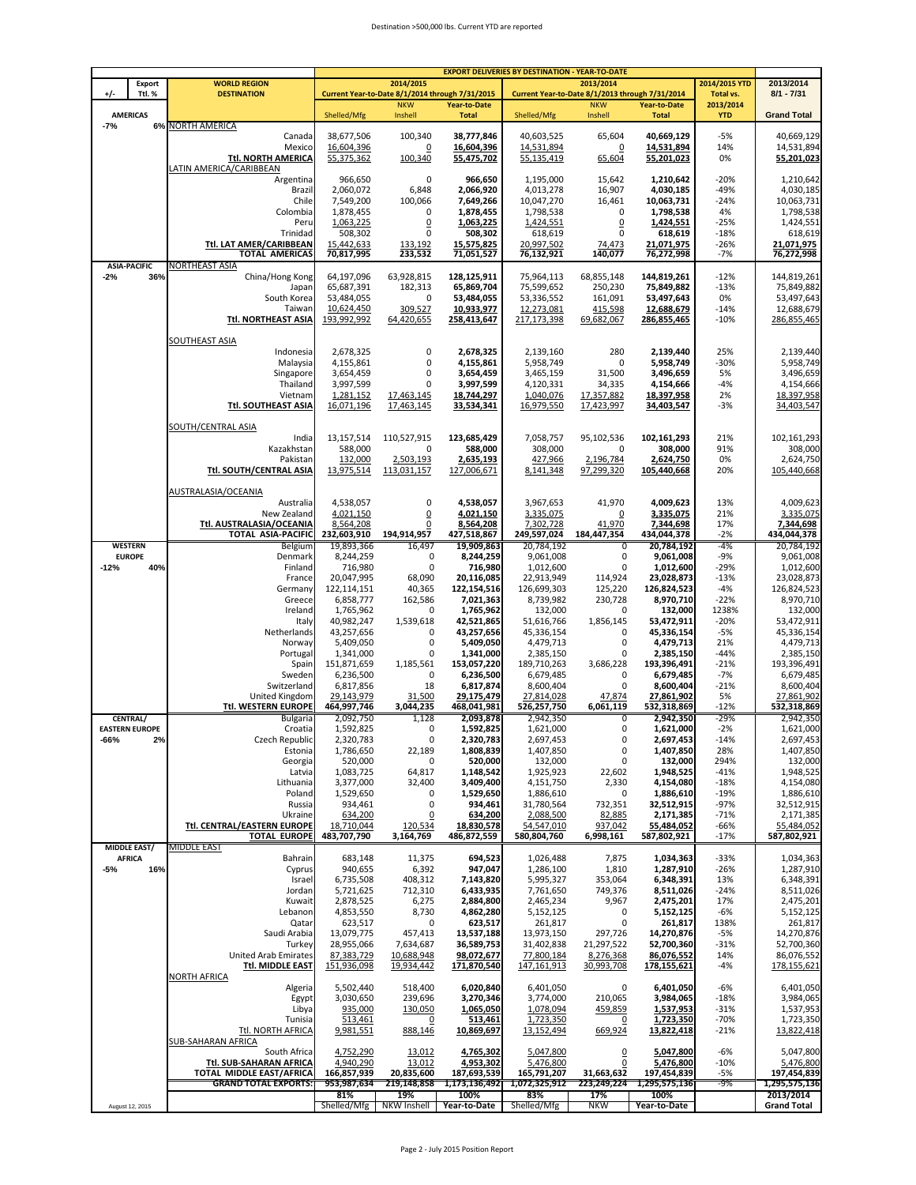Destination >500,000 lbs. Current YTD are reported

| +/- | Export Ttl. % | WORLD REGION / DESTINATION | 2014/2015 Current Year-to-Date 8/1/2014 through 7/31/2015 Shelled/Mfg | NKW Inshell | Year-to-Date Total | 2013/2014 Current Year-to-Date 8/1/2013 through 7/31/2014 Shelled/Mfg | NKW Inshell | Year-to-Date Total | 2014/2015 YTD Total vs. 2013/2014 YTD | 2013/2014 8/1 - 7/31 Grand Total |
|---|---|---|---|---|---|---|---|---|---|---|
| AMERICAS | | | | | | | | | | |
| -7% | 6% | NORTH AMERICA | | | | | | | | |
| | | Canada | 38,677,506 | 100,340 | 38,777,846 | 40,603,525 | 65,604 | 40,669,129 | -5% | 40,669,129 |
| | | Mexico | 16,604,396 | 0 | 16,604,396 | 14,531,894 | 0 | 14,531,894 | 14% | 14,531,894 |
| | | Ttl. NORTH AMERICA | 55,375,362 | 100,340 | 55,475,702 | 55,135,419 | 65,604 | 55,201,023 | 0% | 55,201,023 |
| | | LATIN AMERICA/CARIBBEAN | | | | | | | | |
| | | Argentina | 966,650 | 0 | 966,650 | 1,195,000 | 15,642 | 1,210,642 | -20% | 1,210,642 |
| | | Brazil | 2,060,072 | 6,848 | 2,066,920 | 4,013,278 | 16,907 | 4,030,185 | -49% | 4,030,185 |
| | | Chile | 7,549,200 | 100,066 | 7,649,266 | 10,047,270 | 16,461 | 10,063,731 | -24% | 10,063,731 |
| | | Colombia | 1,878,455 | 0 | 1,878,455 | 1,798,538 | 0 | 1,798,538 | 4% | 1,798,538 |
| | | Peru | 1,063,225 | 0 | 1,063,225 | 1,424,551 | 0 | 1,424,551 | -25% | 1,424,551 |
| | | Trinidad | 508,302 | 0 | 508,302 | 618,619 | 0 | 618,619 | -18% | 618,619 |
| | | Ttl. LAT AMER/CARIBBEAN | 15,442,633 | 133,192 | 15,575,825 | 20,997,502 | 74,473 | 21,071,975 | -26% | 21,071,975 |
| | | TOTAL AMERICAS | 70,817,995 | 233,532 | 71,051,527 | 76,132,921 | 140,077 | 76,272,998 | -7% | 76,272,998 |
| ASIA-PACIFIC | | NORTHEAST ASIA | | | | | | | | |
| -2% | 36% | China/Hong Kong | 64,197,096 | 63,928,815 | 128,125,911 | 75,964,113 | 68,855,148 | 144,819,261 | -12% | 144,819,261 |
| | | Japan | 65,687,391 | 182,313 | 65,869,704 | 75,599,652 | 250,230 | 75,849,882 | -13% | 75,849,882 |
| | | South Korea | 53,484,055 | 0 | 53,484,055 | 53,336,552 | 161,091 | 53,497,643 | 0% | 53,497,643 |
| | | Taiwan | 10,624,450 | 309,527 | 10,933,977 | 12,273,081 | 415,598 | 12,688,679 | -14% | 12,688,679 |
| | | Ttl. NORTHEAST ASIA | 193,992,992 | 64,420,655 | 258,413,647 | 217,173,398 | 69,682,067 | 286,855,465 | -10% | 286,855,465 |
| | | SOUTHEAST ASIA | | | | | | | | |
| | | Indonesia | 2,678,325 | 0 | 2,678,325 | 2,139,160 | 280 | 2,139,440 | 25% | 2,139,440 |
| | | Malaysia | 4,155,861 | 0 | 4,155,861 | 5,958,749 | 0 | 5,958,749 | -30% | 5,958,749 |
| | | Singapore | 3,654,459 | 0 | 3,654,459 | 3,465,159 | 31,500 | 3,496,659 | 5% | 3,496,659 |
| | | Thailand | 3,997,599 | 0 | 3,997,599 | 4,120,331 | 34,335 | 4,154,666 | -4% | 4,154,666 |
| | | Vietnam | 1,281,152 | 17,463,145 | 18,744,297 | 1,040,076 | 17,357,882 | 18,397,958 | 2% | 18,397,958 |
| | | Ttl. SOUTHEAST ASIA | 16,071,196 | 17,463,145 | 33,534,341 | 16,979,550 | 17,423,997 | 34,403,547 | -3% | 34,403,547 |
| | | SOUTH/CENTRAL ASIA | | | | | | | | |
| | | India | 13,157,514 | 110,527,915 | 123,685,429 | 7,058,757 | 95,102,536 | 102,161,293 | 21% | 102,161,293 |
| | | Kazakhstan | 588,000 | 0 | 588,000 | 308,000 | 0 | 308,000 | 91% | 308,000 |
| | | Pakistan | 132,000 | 2,503,193 | 2,635,193 | 427,966 | 2,196,784 | 2,624,750 | 0% | 2,624,750 |
| | | Ttl. SOUTH/CENTRAL ASIA | 13,975,514 | 113,031,157 | 127,006,671 | 8,141,348 | 97,299,320 | 105,440,668 | 20% | 105,440,668 |
| | | AUSTRALASIA/OCEANIA | | | | | | | | |
| | | Australia | 4,538,057 | 0 | 4,538,057 | 3,967,653 | 41,970 | 4,009,623 | 13% | 4,009,623 |
| | | New Zealand | 4,021,150 | 0 | 4,021,150 | 3,335,075 | 0 | 3,335,075 | 21% | 3,335,075 |
| | | Ttl. AUSTRALASIA/OCEANIA | 8,564,208 | 0 | 8,564,208 | 7,302,728 | 41,970 | 7,344,698 | 17% | 7,344,698 |
| | | TOTAL ASIA-PACIFIC | 232,603,910 | 194,914,957 | 427,518,867 | 249,597,024 | 184,447,354 | 434,044,378 | -2% | 434,044,378 |
| WESTERN EUROPE | | Belgium | 19,893,366 | 16,497 | 19,909,863 | 20,784,192 | 0 | 20,784,192 | -4% | 20,784,192 |
| -12% | 40% | Denmark | 8,244,259 | 0 | 8,244,259 | 9,061,008 | 0 | 9,061,008 | -9% | 9,061,008 |
| | | Finland | 716,980 | 0 | 716,980 | 1,012,600 | 0 | 1,012,600 | -29% | 1,012,600 |
| | | France | 20,047,995 | 68,090 | 20,116,085 | 22,913,949 | 114,924 | 23,028,873 | -13% | 23,028,873 |
| | | Germany | 122,114,151 | 40,365 | 122,154,516 | 126,699,303 | 125,220 | 126,824,523 | -4% | 126,824,523 |
| | | Greece | 6,858,777 | 162,586 | 7,021,363 | 8,739,982 | 230,728 | 8,970,710 | -22% | 8,970,710 |
| | | Ireland | 1,765,962 | 0 | 1,765,962 | 132,000 | 0 | 132,000 | 1238% | 132,000 |
| | | Italy | 40,982,247 | 1,539,618 | 42,521,865 | 51,616,766 | 1,856,145 | 53,472,911 | -20% | 53,472,911 |
| | | Netherlands | 43,257,656 | 0 | 43,257,656 | 45,336,154 | 0 | 45,336,154 | -5% | 45,336,154 |
| | | Norway | 5,409,050 | 0 | 5,409,050 | 4,479,713 | 0 | 4,479,713 | 21% | 4,479,713 |
| | | Portugal | 1,341,000 | 0 | 1,341,000 | 2,385,150 | 0 | 2,385,150 | -44% | 2,385,150 |
| | | Spain | 151,871,659 | 1,185,561 | 153,057,220 | 189,710,263 | 3,686,228 | 193,396,491 | -21% | 193,396,491 |
| | | Sweden | 6,236,500 | 0 | 6,236,500 | 6,679,485 | 0 | 6,679,485 | -7% | 6,679,485 |
| | | Switzerland | 6,817,856 | 18 | 6,817,874 | 8,600,404 | 0 | 8,600,404 | -21% | 8,600,404 |
| | | United Kingdom | 29,143,979 | 31,500 | 29,175,479 | 27,814,028 | 47,874 | 27,861,902 | 5% | 27,861,902 |
| | | Ttl. WESTERN EUROPE | 464,997,746 | 3,044,235 | 468,041,981 | 526,257,750 | 6,061,119 | 532,318,869 | -12% | 532,318,869 |
| CENTRAL/ EASTERN EUROPE | | Bulgaria | 2,092,750 | 1,128 | 2,093,878 | 2,942,350 | 0 | 2,942,350 | -29% | 2,942,350 |
| -66% | 2% | Croatia | 1,592,825 | 0 | 1,592,825 | 1,621,000 | 0 | 1,621,000 | -2% | 1,621,000 |
| | | Czech Republic | 2,320,783 | 0 | 2,320,783 | 2,697,453 | 0 | 2,697,453 | -14% | 2,697,453 |
| | | Estonia | 1,786,650 | 22,189 | 1,808,839 | 1,407,850 | 0 | 1,407,850 | 28% | 1,407,850 |
| | | Georgia | 520,000 | 0 | 520,000 | 132,000 | 0 | 132,000 | 294% | 132,000 |
| | | Latvia | 1,083,725 | 64,817 | 1,148,542 | 1,925,923 | 22,602 | 1,948,525 | -41% | 1,948,525 |
| | | Lithuania | 3,377,000 | 32,400 | 3,409,400 | 4,151,750 | 2,330 | 4,154,080 | -18% | 4,154,080 |
| | | Poland | 1,529,650 | 0 | 1,529,650 | 1,886,610 | 0 | 1,886,610 | -19% | 1,886,610 |
| | | Russia | 934,461 | 0 | 934,461 | 31,780,564 | 732,351 | 32,512,915 | -97% | 32,512,915 |
| | | Ukraine | 634,200 | 0 | 634,200 | 2,088,500 | 82,885 | 2,171,385 | -71% | 2,171,385 |
| | | Ttl. CENTRAL/EASTERN EUROPE | 18,710,044 | 120,534 | 18,830,578 | 54,547,010 | 937,042 | 55,484,052 | -66% | 55,484,052 |
| | | TOTAL EUROPE | 483,707,790 | 3,164,769 | 486,872,559 | 580,804,760 | 6,998,161 | 587,802,921 | -17% | 587,802,921 |
| MIDDLE EAST/ AFRICA | | MIDDLE EAST | | | | | | | | |
| -5% | 16% | Bahrain | 683,148 | 11,375 | 694,523 | 1,026,488 | 7,875 | 1,034,363 | -33% | 1,034,363 |
| | | Cyprus | 940,655 | 6,392 | 947,047 | 1,286,100 | 1,810 | 1,287,910 | -26% | 1,287,910 |
| | | Israel | 6,735,508 | 408,312 | 7,143,820 | 5,995,327 | 353,064 | 6,348,391 | 13% | 6,348,391 |
| | | Jordan | 5,721,625 | 712,310 | 6,433,935 | 7,761,650 | 749,376 | 8,511,026 | -24% | 8,511,026 |
| | | Kuwait | 2,878,525 | 6,275 | 2,884,800 | 2,465,234 | 9,967 | 2,475,201 | 17% | 2,475,201 |
| | | Lebanon | 4,853,550 | 8,730 | 4,862,280 | 5,152,125 | 0 | 5,152,125 | -6% | 5,152,125 |
| | | Qatar | 623,517 | 0 | 623,517 | 261,817 | 0 | 261,817 | 138% | 261,817 |
| | | Saudi Arabia | 13,079,775 | 457,413 | 13,537,188 | 13,973,150 | 297,726 | 14,270,876 | -5% | 14,270,876 |
| | | Turkey | 28,955,066 | 7,634,687 | 36,589,753 | 31,402,838 | 21,297,522 | 52,700,360 | -31% | 52,700,360 |
| | | United Arab Emirates | 87,383,729 | 10,688,948 | 98,072,677 | 77,800,184 | 8,276,368 | 86,076,552 | 14% | 86,076,552 |
| | | Ttl. MIDDLE EAST | 151,936,098 | 19,934,442 | 171,870,540 | 147,161,913 | 30,993,708 | 178,155,621 | -4% | 178,155,621 |
| | | NORTH AFRICA | | | | | | | | |
| | | Algeria | 5,502,440 | 518,400 | 6,020,840 | 6,401,050 | 0 | 6,401,050 | -6% | 6,401,050 |
| | | Egypt | 3,030,650 | 239,696 | 3,270,346 | 3,774,000 | 210,065 | 3,984,065 | -18% | 3,984,065 |
| | | Libya | 935,000 | 130,050 | 1,065,050 | 1,078,094 | 459,859 | 1,537,953 | -31% | 1,537,953 |
| | | Tunisia | 513,461 | 0 | 513,461 | 1,723,350 | 0 | 1,723,350 | -70% | 1,723,350 |
| | | Ttl. NORTH AFRICA | 9,981,551 | 888,146 | 10,869,697 | 13,152,494 | 669,924 | 13,822,418 | -21% | 13,822,418 |
| | | SUB-SAHARAN AFRICA | | | | | | | | |
| | | South Africa | 4,752,290 | 13,012 | 4,765,302 | 5,047,800 | 0 | 5,047,800 | -6% | 5,047,800 |
| | | Ttl. SUB-SAHARAN AFRICA | 4,940,290 | 13,012 | 4,953,302 | 5,476,800 | 0 | 5,476,800 | -10% | 5,476,800 |
| | | TOTAL MIDDLE EAST/AFRICA | 166,857,939 | 20,835,600 | 187,693,539 | 165,791,207 | 31,663,632 | 197,454,839 | -5% | 197,454,839 |
| | | GRAND TOTAL EXPORTS: | 953,987,634 | 219,148,858 | 1,173,136,492 | 1,072,325,912 | 223,249,224 | 1,295,575,136 | -9% | 1,295,575,136 |
| | | | 81% | 19% | 100% | 83% | 17% | 100% | | 2013/2014 |
| August 12, 2015 | | | Shelled/Mfg | NKW Inshell | Year-to-Date | Shelled/Mfg | NKW | Year-to-Date | | Grand Total |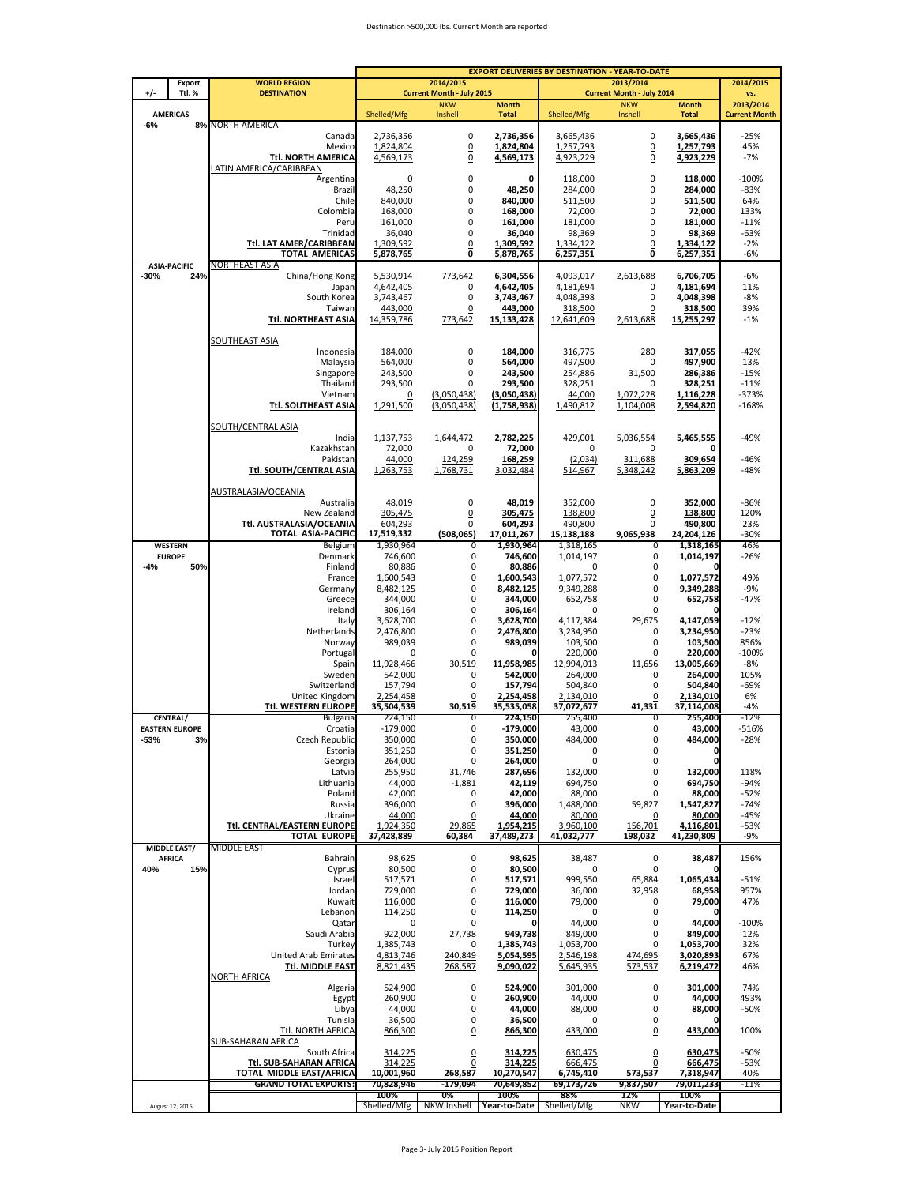Destination >500,000 lbs. Current Month are reported

| +/- | Export Ttl. % | WORLD REGION DESTINATION | EXPORT DELIVERIES BY DESTINATION - YEAR-TO-DATE 2014/2015 Current Month - July 2015 Shelled/Mfg | NKW Inshell | Month Total | 2013/2014 Current Month - July 2014 Shelled/Mfg | NKW Inshell | Month Total | 2014/2015 vs. 2013/2014 Current Month |
|---|---|---|---|---|---|---|---|---|---|
| **AMERICAS** | | | | | | | | | |
| -6% | 8% | NORTH AMERICA | | | | | | | |
| | | Canada | 2,736,356 | 0 | **2,736,356** | 3,665,436 | 0 | **3,665,436** | -25% |
| | | Mexico | 1,824,804 | 0 | **1,824,804** | 1,257,793 | 0 | **1,257,793** | 45% |
| | | **Ttl. NORTH AMERICA** | 4,569,173 | 0 | **4,569,173** | 4,923,229 | 0 | **4,923,229** | -7% |
| | | LATIN AMERICA/CARIBBEAN | | | | | | | |
| | | Argentina | 0 | 0 | **0** | 118,000 | 0 | **118,000** | -100% |
| | | Brazil | 48,250 | 0 | **48,250** | 284,000 | 0 | **284,000** | -83% |
| | | Chile | 840,000 | 0 | **840,000** | 511,500 | 0 | **511,500** | 64% |
| | | Colombia | 168,000 | 0 | **168,000** | 72,000 | 0 | **72,000** | 133% |
| | | Peru | 161,000 | 0 | **161,000** | 181,000 | 0 | **181,000** | -11% |
| | | Trinidad | 36,040 | 0 | **36,040** | 98,369 | 0 | **98,369** | -63% |
| | | **Ttl. LAT AMER/CARIBBEAN** | 1,309,592 | 0 | **1,309,592** | 1,334,122 | 0 | **1,334,122** | -2% |
| | | **TOTAL AMERICAS** | **5,878,765** | **0** | **5,878,765** | **6,257,351** | **0** | **6,257,351** | -6% |
| **ASIA-PACIFIC** | | NORTHEAST ASIA | | | | | | | |
| -30% | 24% | China/Hong Kong | 5,530,914 | 773,642 | **6,304,556** | 4,093,017 | 2,613,688 | **6,706,705** | -6% |
| | | Japan | 4,642,405 | 0 | **4,642,405** | 4,181,694 | 0 | **4,181,694** | 11% |
| | | South Korea | 3,743,467 | 0 | **3,743,467** | 4,048,398 | 0 | **4,048,398** | -8% |
| | | Taiwan | 443,000 | 0 | **443,000** | 318,500 | 0 | **318,500** | 39% |
| | | **Ttl. NORTHEAST ASIA** | 14,359,786 | 773,642 | **15,133,428** | 12,641,609 | 2,613,688 | **15,255,297** | -1% |
| | | SOUTHEAST ASIA | | | | | | | |
| | | Indonesia | 184,000 | 0 | **184,000** | 316,775 | 280 | **317,055** | -42% |
| | | Malaysia | 564,000 | 0 | **564,000** | 497,900 | 0 | **497,900** | 13% |
| | | Singapore | 243,500 | 0 | **243,500** | 254,886 | 31,500 | **286,386** | -15% |
| | | Thailand | 293,500 | 0 | **293,500** | 328,251 | 0 | **328,251** | -11% |
| | | Vietnam | 0 | (3,050,438) | **(3,050,438)** | 44,000 | 1,072,228 | **1,116,228** | -373% |
| | | **Ttl. SOUTHEAST ASIA** | 1,291,500 | (3,050,438) | **(1,758,938)** | 1,490,812 | 1,104,008 | **2,594,820** | -168% |
| | | SOUTH/CENTRAL ASIA | | | | | | | |
| | | India | 1,137,753 | 1,644,472 | **2,782,225** | 429,001 | 5,036,554 | **5,465,555** | -49% |
| | | Kazakhstan | 72,000 | 0 | **72,000** | 0 | 0 | **0** | |
| | | Pakistan | 44,000 | 124,259 | **168,259** | (2,034) | 311,688 | **309,654** | -46% |
| | | **Ttl. SOUTH/CENTRAL ASIA** | 1,263,753 | 1,768,731 | **3,032,484** | 514,967 | 5,348,242 | **5,863,209** | -48% |
| | | AUSTRALASIA/OCEANIA | | | | | | | |
| | | Australia | 48,019 | 0 | **48,019** | 352,000 | 0 | **352,000** | -86% |
| | | New Zealand | 305,475 | 0 | **305,475** | 138,800 | 0 | **138,800** | 120% |
| | | **Ttl. AUSTRALASIA/OCEANIA** | 604,293 | 0 | **604,293** | 490,800 | 0 | **490,800** | 23% |
| | | **TOTAL ASIA-PACIFIC** | **17,519,332** | **(508,065)** | **17,011,267** | **15,138,188** | **9,065,938** | **24,204,126** | -30% |
| **WESTERN EUROPE** | | Belgium | 1,930,964 | 0 | **1,930,964** | 1,318,165 | 0 | **1,318,165** | 46% |
| -4% | 50% | Denmark | 746,600 | 0 | **746,600** | 1,014,197 | 0 | **1,014,197** | -26% |
| | | Finland | 80,886 | 0 | **80,886** | 0 | 0 | **0** | |
| | | France | 1,600,543 | 0 | **1,600,543** | 1,077,572 | 0 | **1,077,572** | 49% |
| | | Germany | 8,482,125 | 0 | **8,482,125** | 9,349,288 | 0 | **9,349,288** | -9% |
| | | Greece | 344,000 | 0 | **344,000** | 652,758 | 0 | **652,758** | -47% |
| | | Ireland | 306,164 | 0 | **306,164** | 0 | 0 | **0** | |
| | | Italy | 3,628,700 | 0 | **3,628,700** | 4,117,384 | 29,675 | **4,147,059** | -12% |
| | | Netherlands | 2,476,800 | 0 | **2,476,800** | 3,234,950 | 0 | **3,234,950** | -23% |
| | | Norway | 989,039 | 0 | **989,039** | 103,500 | 0 | **103,500** | 856% |
| | | Portugal | 0 | 0 | **0** | 220,000 | 0 | **220,000** | -100% |
| | | Spain | 11,928,466 | 30,519 | **11,958,985** | 12,994,013 | 11,656 | **13,005,669** | -8% |
| | | Sweden | 542,000 | 0 | **542,000** | 264,000 | 0 | **264,000** | 105% |
| | | Switzerland | 157,794 | 0 | **157,794** | 504,840 | 0 | **504,840** | -69% |
| | | United Kingdom | 2,254,458 | 0 | **2,254,458** | 2,134,010 | 0 | **2,134,010** | 6% |
| | | **Ttl. WESTERN EUROPE** | **35,504,539** | **30,519** | **35,535,058** | **37,072,677** | **41,331** | **37,114,008** | -4% |
| **CENTRAL/ EASTERN EUROPE** | | Bulgaria | 224,150 | 0 | **224,150** | 255,400 | 0 | **255,400** | -12% |
| -53% | 3% | Croatia | -179,000 | 0 | **-179,000** | 43,000 | 0 | **43,000** | -516% |
| | | Czech Republic | 350,000 | 0 | **350,000** | 484,000 | 0 | **484,000** | -28% |
| | | Estonia | 351,250 | 0 | **351,250** | 0 | 0 | **0** | |
| | | Georgia | 264,000 | 0 | **264,000** | 0 | 0 | **0** | |
| | | Latvia | 255,950 | 31,746 | **287,696** | 132,000 | 0 | **132,000** | 118% |
| | | Lithuania | 44,000 | -1,881 | **42,119** | 694,750 | 0 | **694,750** | -94% |
| | | Poland | 42,000 | 0 | **42,000** | 88,000 | 0 | **88,000** | -52% |
| | | Russia | 396,000 | 0 | **396,000** | 1,488,000 | 59,827 | **1,547,827** | -74% |
| | | Ukraine | 44,000 | 0 | **44,000** | 80,000 | 0 | **80,000** | -45% |
| | | **Ttl. CENTRAL/EASTERN EUROPE** | 1,924,350 | 29,865 | **1,954,215** | 3,960,100 | 156,701 | **4,116,801** | -53% |
| | | **TOTAL EUROPE** | **37,428,889** | **60,384** | **37,489,273** | **41,032,777** | **198,032** | **41,230,809** | -9% |
| **MIDDLE EAST/ AFRICA** | | MIDDLE EAST | | | | | | | |
| | | Bahrain | 98,625 | 0 | **98,625** | 38,487 | 0 | **38,487** | 156% |
| 40% | 15% | Cyprus | 80,500 | 0 | **80,500** | 0 | 0 | **0** | |
| | | Israel | 517,571 | 0 | **517,571** | 999,550 | 65,884 | **1,065,434** | -51% |
| | | Jordan | 729,000 | 0 | **729,000** | 36,000 | 32,958 | **68,958** | 957% |
| | | Kuwait | 116,000 | 0 | **116,000** | 79,000 | 0 | **79,000** | 47% |
| | | Lebanon | 114,250 | 0 | **114,250** | 0 | 0 | **0** | |
| | | Qatar | 0 | 0 | **0** | 44,000 | 0 | **44,000** | -100% |
| | | Saudi Arabia | 922,000 | 27,738 | **949,738** | 849,000 | 0 | **849,000** | 12% |
| | | Turkey | 1,385,743 | 0 | **1,385,743** | 1,053,700 | 0 | **1,053,700** | 32% |
| | | United Arab Emirates | 4,813,746 | 240,849 | **5,054,595** | 2,546,198 | 474,695 | **3,020,893** | 67% |
| | | **Ttl. MIDDLE EAST** | 8,821,435 | 268,587 | **9,090,022** | 5,645,935 | 573,537 | **6,219,472** | 46% |
| | | NORTH AFRICA | | | | | | | |
| | | Algeria | 524,900 | 0 | **524,900** | 301,000 | 0 | **301,000** | 74% |
| | | Egypt | 260,900 | 0 | **260,900** | 44,000 | 0 | **44,000** | 493% |
| | | Libya | 44,000 | 0 | **44,000** | 88,000 | 0 | **88,000** | -50% |
| | | Tunisia | 36,500 | 0 | **36,500** | 0 | 0 | **0** | |
| | | Ttl. NORTH AFRICA | 866,300 | 0 | **866,300** | 433,000 | 0 | **433,000** | 100% |
| | | SUB-SAHARAN AFRICA | | | | | | | |
| | | South Africa | 314,225 | 0 | **314,225** | 630,475 | 0 | **630,475** | -50% |
| | | **Ttl. SUB-SAHARAN AFRICA** | 314,225 | 0 | **314,225** | 666,475 | 0 | **666,475** | -53% |
| | | **TOTAL MIDDLE EAST/AFRICA** | **10,001,960** | **268,587** | **10,270,547** | **6,745,410** | **573,537** | **7,318,947** | 40% |
| | | **GRAND TOTAL EXPORTS:** | **70,828,946** | **-179,094** | **70,649,852** | **69,173,726** | **9,837,507** | **79,011,233** | -11% |
| | | | **100%** | **0%** | **100%** | **88%** | **12%** | **100%** | |
| August 12, 2015 | | | Shelled/Mfg | NKW Inshell | Year-to-Date | Shelled/Mfg | NKW | Year-to-Date | |

Page 3- July 2015 Position Report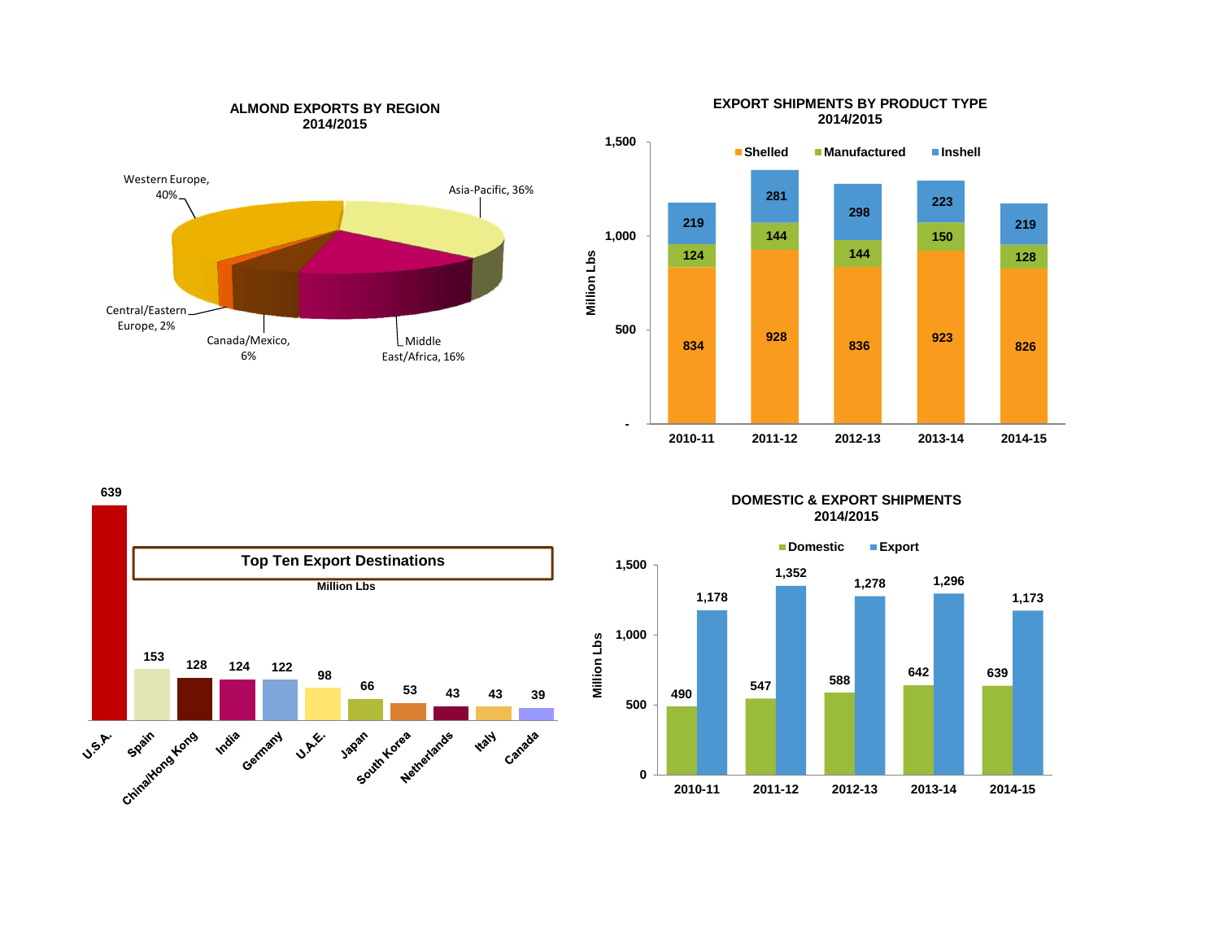## ALMOND EXPORTS BY REGION 2014/2015

| Region | Share |
| --- | --- |
| Western Europe | 40% |
| Asia-Pacific | 36% |
| Middle East/Africa | 16% |
| Canada/Mexico | 6% |
| Central/Eastern Europe | 2% |

## EXPORT SHIPMENTS BY PRODUCT TYPE 2014/2015

Million Lbs

| | 2010-11 | 2011-12 | 2012-13 | 2013-14 | 2014-15 |
| --- | --- | --- | --- | --- | --- |
| Shelled | 834 | 928 | 836 | 923 | 826 |
| Manufactured | 124 | 144 | 144 | 150 | 128 |
| Inshell | 219 | 281 | 298 | 223 | 219 |

## Top Ten Export Destinations

Million Lbs

| Destination | Million Lbs |
| --- | --- |
| U.S.A. | 639 |
| Spain | 153 |
| China/Hong Kong | 128 |
| India | 124 |
| Germany | 122 |
| U.A.E. | 98 |
| Japan | 66 |
| South Korea | 53 |
| Netherlands | 43 |
| Italy | 43 |
| Canada | 39 |

## DOMESTIC & EXPORT SHIPMENTS 2014/2015

Million Lbs

| | 2010-11 | 2011-12 | 2012-13 | 2013-14 | 2014-15 |
| --- | --- | --- | --- | --- | --- |
| Domestic | 490 | 547 | 588 | 642 | 639 |
| Export | 1,178 | 1,352 | 1,278 | 1,296 | 1,173 |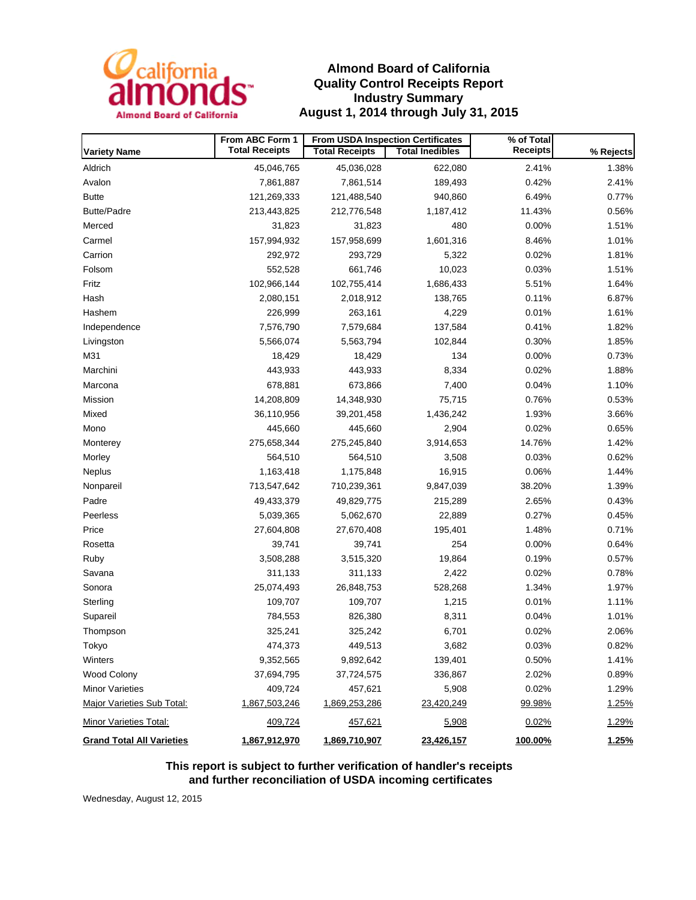# Almond Board of California
## Quality Control Receipts Report
## Industry Summary
## August 1, 2014 through July 31, 2015

| Variety Name | From ABC Form 1 | From USDA Inspection Certificates | | % of Total | % Rejects |
|---|---|---|---|---|---|
| | Total Receipts | Total Receipts | Total Inedibles | Receipts | |
| Aldrich | 45,046,765 | 45,036,028 | 622,080 | 2.41% | 1.38% |
| Avalon | 7,861,887 | 7,861,514 | 189,493 | 0.42% | 2.41% |
| Butte | 121,269,333 | 121,488,540 | 940,860 | 6.49% | 0.77% |
| Butte/Padre | 213,443,825 | 212,776,548 | 1,187,412 | 11.43% | 0.56% |
| Merced | 31,823 | 31,823 | 480 | 0.00% | 1.51% |
| Carmel | 157,994,932 | 157,958,699 | 1,601,316 | 8.46% | 1.01% |
| Carrion | 292,972 | 293,729 | 5,322 | 0.02% | 1.81% |
| Folsom | 552,528 | 661,746 | 10,023 | 0.03% | 1.51% |
| Fritz | 102,966,144 | 102,755,414 | 1,686,433 | 5.51% | 1.64% |
| Hash | 2,080,151 | 2,018,912 | 138,765 | 0.11% | 6.87% |
| Hashem | 226,999 | 263,161 | 4,229 | 0.01% | 1.61% |
| Independence | 7,576,790 | 7,579,684 | 137,584 | 0.41% | 1.82% |
| Livingston | 5,566,074 | 5,563,794 | 102,844 | 0.30% | 1.85% |
| M31 | 18,429 | 18,429 | 134 | 0.00% | 0.73% |
| Marchini | 443,933 | 443,933 | 8,334 | 0.02% | 1.88% |
| Marcona | 678,881 | 673,866 | 7,400 | 0.04% | 1.10% |
| Mission | 14,208,809 | 14,348,930 | 75,715 | 0.76% | 0.53% |
| Mixed | 36,110,956 | 39,201,458 | 1,436,242 | 1.93% | 3.66% |
| Mono | 445,660 | 445,660 | 2,904 | 0.02% | 0.65% |
| Monterey | 275,658,344 | 275,245,840 | 3,914,653 | 14.76% | 1.42% |
| Morley | 564,510 | 564,510 | 3,508 | 0.03% | 0.62% |
| Neplus | 1,163,418 | 1,175,848 | 16,915 | 0.06% | 1.44% |
| Nonpareil | 713,547,642 | 710,239,361 | 9,847,039 | 38.20% | 1.39% |
| Padre | 49,433,379 | 49,829,775 | 215,289 | 2.65% | 0.43% |
| Peerless | 5,039,365 | 5,062,670 | 22,889 | 0.27% | 0.45% |
| Price | 27,604,808 | 27,670,408 | 195,401 | 1.48% | 0.71% |
| Rosetta | 39,741 | 39,741 | 254 | 0.00% | 0.64% |
| Ruby | 3,508,288 | 3,515,320 | 19,864 | 0.19% | 0.57% |
| Savana | 311,133 | 311,133 | 2,422 | 0.02% | 0.78% |
| Sonora | 25,074,493 | 26,848,753 | 528,268 | 1.34% | 1.97% |
| Sterling | 109,707 | 109,707 | 1,215 | 0.01% | 1.11% |
| Supareil | 784,553 | 826,380 | 8,311 | 0.04% | 1.01% |
| Thompson | 325,241 | 325,242 | 6,701 | 0.02% | 2.06% |
| Tokyo | 474,373 | 449,513 | 3,682 | 0.03% | 0.82% |
| Winters | 9,352,565 | 9,892,642 | 139,401 | 0.50% | 1.41% |
| Wood Colony | 37,694,795 | 37,724,575 | 336,867 | 2.02% | 0.89% |
| Minor Varieties | 409,724 | 457,621 | 5,908 | 0.02% | 1.29% |
| Major Varieties Sub Total: | 1,867,503,246 | 1,869,253,286 | 23,420,249 | 99.98% | 1.25% |
| Minor Varieties Total: | 409,724 | 457,621 | 5,908 | 0.02% | 1.29% |
| **Grand Total All Varieties** | **1,867,912,970** | **1,869,710,907** | **23,426,157** | **100.00%** | **1.25%** |

**This report is subject to further verification of handler's receipts and further reconciliation of USDA incoming certificates**

Wednesday, August 12, 2015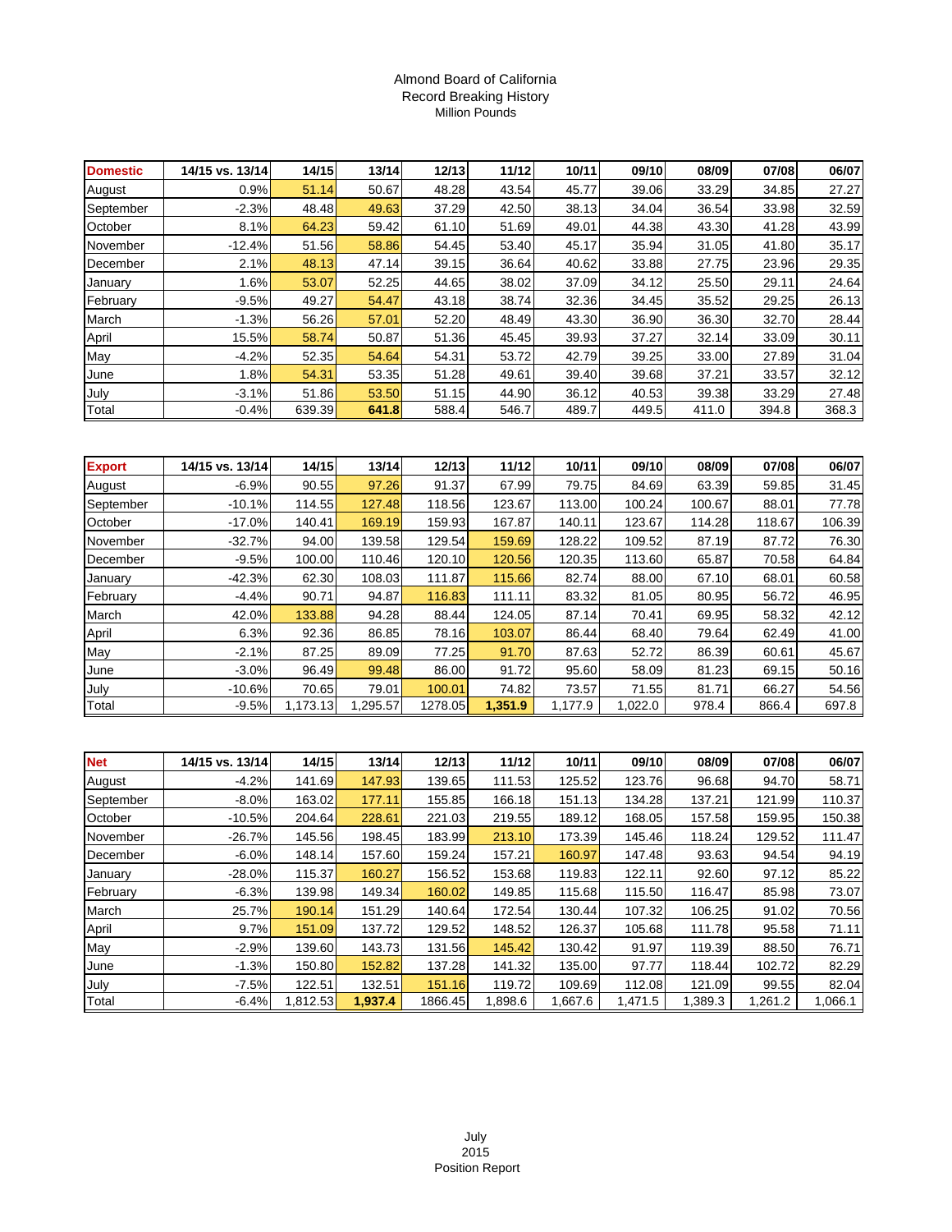Almond Board of California
Record Breaking History
Million Pounds

| Domestic | 14/15 vs. 13/14 | 14/15 | 13/14 | 12/13 | 11/12 | 10/11 | 09/10 | 08/09 | 07/08 | 06/07 |
|---|---|---|---|---|---|---|---|---|---|---|
| August | 0.9% | 51.14 | 50.67 | 48.28 | 43.54 | 45.77 | 39.06 | 33.29 | 34.85 | 27.27 |
| September | -2.3% | 48.48 | 49.63 | 37.29 | 42.50 | 38.13 | 34.04 | 36.54 | 33.98 | 32.59 |
| October | 8.1% | 64.23 | 59.42 | 61.10 | 51.69 | 49.01 | 44.38 | 43.30 | 41.28 | 43.99 |
| November | -12.4% | 51.56 | 58.86 | 54.45 | 53.40 | 45.17 | 35.94 | 31.05 | 41.80 | 35.17 |
| December | 2.1% | 48.13 | 47.14 | 39.15 | 36.64 | 40.62 | 33.88 | 27.75 | 23.96 | 29.35 |
| January | 1.6% | 53.07 | 52.25 | 44.65 | 38.02 | 37.09 | 34.12 | 25.50 | 29.11 | 24.64 |
| February | -9.5% | 49.27 | 54.47 | 43.18 | 38.74 | 32.36 | 34.45 | 35.52 | 29.25 | 26.13 |
| March | -1.3% | 56.26 | 57.01 | 52.20 | 48.49 | 43.30 | 36.90 | 36.30 | 32.70 | 28.44 |
| April | 15.5% | 58.74 | 50.87 | 51.36 | 45.45 | 39.93 | 37.27 | 32.14 | 33.09 | 30.11 |
| May | -4.2% | 52.35 | 54.64 | 54.31 | 53.72 | 42.79 | 39.25 | 33.00 | 27.89 | 31.04 |
| June | 1.8% | 54.31 | 53.35 | 51.28 | 49.61 | 39.40 | 39.68 | 37.21 | 33.57 | 32.12 |
| July | -3.1% | 51.86 | 53.50 | 51.15 | 44.90 | 36.12 | 40.53 | 39.38 | 33.29 | 27.48 |
| Total | -0.4% | 639.39 | **641.8** | 588.4 | 546.7 | 489.7 | 449.5 | 411.0 | 394.8 | 368.3 |

| Export | 14/15 vs. 13/14 | 14/15 | 13/14 | 12/13 | 11/12 | 10/11 | 09/10 | 08/09 | 07/08 | 06/07 |
|---|---|---|---|---|---|---|---|---|---|---|
| August | -6.9% | 90.55 | 97.26 | 91.37 | 67.99 | 79.75 | 84.69 | 63.39 | 59.85 | 31.45 |
| September | -10.1% | 114.55 | 127.48 | 118.56 | 123.67 | 113.00 | 100.24 | 100.67 | 88.01 | 77.78 |
| October | -17.0% | 140.41 | 169.19 | 159.93 | 167.87 | 140.11 | 123.67 | 114.28 | 118.67 | 106.39 |
| November | -32.7% | 94.00 | 139.58 | 129.54 | 159.69 | 128.22 | 109.52 | 87.19 | 87.72 | 76.30 |
| December | -9.5% | 100.00 | 110.46 | 120.10 | 120.56 | 120.35 | 113.60 | 65.87 | 70.58 | 64.84 |
| January | -42.3% | 62.30 | 108.03 | 111.87 | 115.66 | 82.74 | 88.00 | 67.10 | 68.01 | 60.58 |
| February | -4.4% | 90.71 | 94.87 | 116.83 | 111.11 | 83.32 | 81.05 | 80.95 | 56.72 | 46.95 |
| March | 42.0% | 133.88 | 94.28 | 88.44 | 124.05 | 87.14 | 70.41 | 69.95 | 58.32 | 42.12 |
| April | 6.3% | 92.36 | 86.85 | 78.16 | 103.07 | 86.44 | 68.40 | 79.64 | 62.49 | 41.00 |
| May | -2.1% | 87.25 | 89.09 | 77.25 | 91.70 | 87.63 | 52.72 | 86.39 | 60.61 | 45.67 |
| June | -3.0% | 96.49 | 99.48 | 86.00 | 91.72 | 95.60 | 58.09 | 81.23 | 69.15 | 50.16 |
| July | -10.6% | 70.65 | 79.01 | 100.01 | 74.82 | 73.57 | 71.55 | 81.71 | 66.27 | 54.56 |
| Total | -9.5% | 1,173.13 | 1,295.57 | 1278.05 | **1,351.9** | 1,177.9 | 1,022.0 | 978.4 | 866.4 | 697.8 |

| Net | 14/15 vs. 13/14 | 14/15 | 13/14 | 12/13 | 11/12 | 10/11 | 09/10 | 08/09 | 07/08 | 06/07 |
|---|---|---|---|---|---|---|---|---|---|---|
| August | -4.2% | 141.69 | 147.93 | 139.65 | 111.53 | 125.52 | 123.76 | 96.68 | 94.70 | 58.71 |
| September | -8.0% | 163.02 | 177.11 | 155.85 | 166.18 | 151.13 | 134.28 | 137.21 | 121.99 | 110.37 |
| October | -10.5% | 204.64 | 228.61 | 221.03 | 219.55 | 189.12 | 168.05 | 157.58 | 159.95 | 150.38 |
| November | -26.7% | 145.56 | 198.45 | 183.99 | 213.10 | 173.39 | 145.46 | 118.24 | 129.52 | 111.47 |
| December | -6.0% | 148.14 | 157.60 | 159.24 | 157.21 | 160.97 | 147.48 | 93.63 | 94.54 | 94.19 |
| January | -28.0% | 115.37 | 160.27 | 156.52 | 153.68 | 119.83 | 122.11 | 92.60 | 97.12 | 85.22 |
| February | -6.3% | 139.98 | 149.34 | 160.02 | 149.85 | 115.68 | 115.50 | 116.47 | 85.98 | 73.07 |
| March | 25.7% | 190.14 | 151.29 | 140.64 | 172.54 | 130.44 | 107.32 | 106.25 | 91.02 | 70.56 |
| April | 9.7% | 151.09 | 137.72 | 129.52 | 148.52 | 126.37 | 105.68 | 111.78 | 95.58 | 71.11 |
| May | -2.9% | 139.60 | 143.73 | 131.56 | 145.42 | 130.42 | 91.97 | 119.39 | 88.50 | 76.71 |
| June | -1.3% | 150.80 | 152.82 | 137.28 | 141.32 | 135.00 | 97.77 | 118.44 | 102.72 | 82.29 |
| July | -7.5% | 122.51 | 132.51 | 151.16 | 119.72 | 109.69 | 112.08 | 121.09 | 99.55 | 82.04 |
| Total | -6.4% | 1,812.53 | **1,937.4** | 1866.45 | 1,898.6 | 1,667.6 | 1,471.5 | 1,389.3 | 1,261.2 | 1,066.1 |

July
2015
Position Report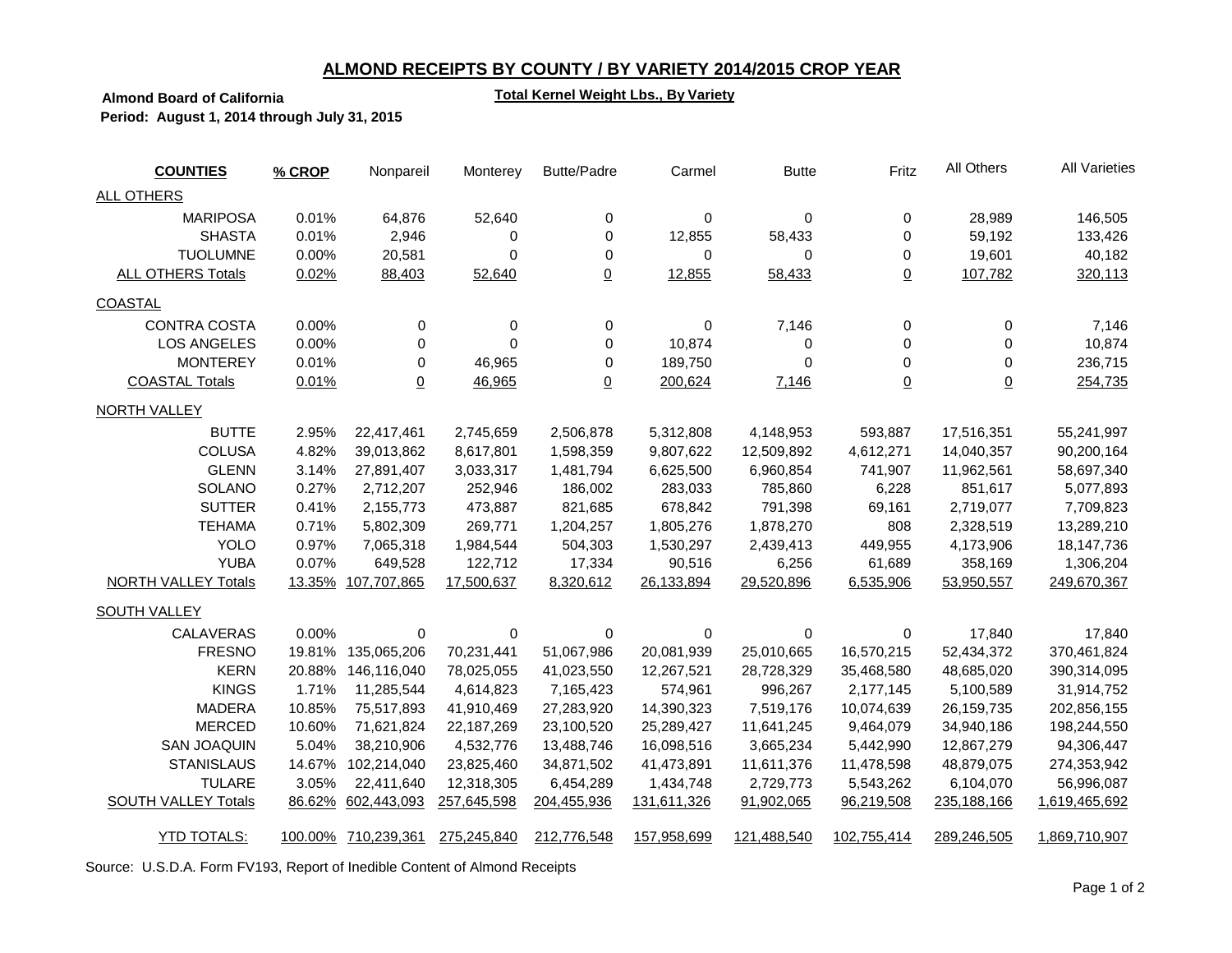## ALMOND RECEIPTS BY COUNTY / BY VARIETY 2014/2015 CROP YEAR

**Almond Board of California**

**Total Kernel Weight Lbs., By Variety**

**Period: August 1, 2014 through July 31, 2015**

| COUNTIES | % CROP | Nonpareil | Monterey | Butte/Padre | Carmel | Butte | Fritz | All Others | All Varieties |
|---|---|---|---|---|---|---|---|---|---|
| ALL OTHERS | | | | | | | | | |
| MARIPOSA | 0.01% | 64,876 | 52,640 | 0 | 0 | 0 | 0 | 28,989 | 146,505 |
| SHASTA | 0.01% | 2,946 | 0 | 0 | 12,855 | 58,433 | 0 | 59,192 | 133,426 |
| TUOLUMNE | 0.00% | 20,581 | 0 | 0 | 0 | 0 | 0 | 19,601 | 40,182 |
| ALL OTHERS Totals | 0.02% | 88,403 | 52,640 | 0 | 12,855 | 58,433 | 0 | 107,782 | 320,113 |
| COASTAL | | | | | | | | | |
| CONTRA COSTA | 0.00% | 0 | 0 | 0 | 0 | 7,146 | 0 | 0 | 7,146 |
| LOS ANGELES | 0.00% | 0 | 0 | 0 | 10,874 | 0 | 0 | 0 | 10,874 |
| MONTEREY | 0.01% | 0 | 46,965 | 0 | 189,750 | 0 | 0 | 0 | 236,715 |
| COASTAL Totals | 0.01% | 0 | 46,965 | 0 | 200,624 | 7,146 | 0 | 0 | 254,735 |
| NORTH VALLEY | | | | | | | | | |
| BUTTE | 2.95% | 22,417,461 | 2,745,659 | 2,506,878 | 5,312,808 | 4,148,953 | 593,887 | 17,516,351 | 55,241,997 |
| COLUSA | 4.82% | 39,013,862 | 8,617,801 | 1,598,359 | 9,807,622 | 12,509,892 | 4,612,271 | 14,040,357 | 90,200,164 |
| GLENN | 3.14% | 27,891,407 | 3,033,317 | 1,481,794 | 6,625,500 | 6,960,854 | 741,907 | 11,962,561 | 58,697,340 |
| SOLANO | 0.27% | 2,712,207 | 252,946 | 186,002 | 283,033 | 785,860 | 6,228 | 851,617 | 5,077,893 |
| SUTTER | 0.41% | 2,155,773 | 473,887 | 821,685 | 678,842 | 791,398 | 69,161 | 2,719,077 | 7,709,823 |
| TEHAMA | 0.71% | 5,802,309 | 269,771 | 1,204,257 | 1,805,276 | 1,878,270 | 808 | 2,328,519 | 13,289,210 |
| YOLO | 0.97% | 7,065,318 | 1,984,544 | 504,303 | 1,530,297 | 2,439,413 | 449,955 | 4,173,906 | 18,147,736 |
| YUBA | 0.07% | 649,528 | 122,712 | 17,334 | 90,516 | 6,256 | 61,689 | 358,169 | 1,306,204 |
| NORTH VALLEY Totals | 13.35% | 107,707,865 | 17,500,637 | 8,320,612 | 26,133,894 | 29,520,896 | 6,535,906 | 53,950,557 | 249,670,367 |
| SOUTH VALLEY | | | | | | | | | |
| CALAVERAS | 0.00% | 0 | 0 | 0 | 0 | 0 | 0 | 17,840 | 17,840 |
| FRESNO | 19.81% | 135,065,206 | 70,231,441 | 51,067,986 | 20,081,939 | 25,010,665 | 16,570,215 | 52,434,372 | 370,461,824 |
| KERN | 20.88% | 146,116,040 | 78,025,055 | 41,023,550 | 12,267,521 | 28,728,329 | 35,468,580 | 48,685,020 | 390,314,095 |
| KINGS | 1.71% | 11,285,544 | 4,614,823 | 7,165,423 | 574,961 | 996,267 | 2,177,145 | 5,100,589 | 31,914,752 |
| MADERA | 10.85% | 75,517,893 | 41,910,469 | 27,283,920 | 14,390,323 | 7,519,176 | 10,074,639 | 26,159,735 | 202,856,155 |
| MERCED | 10.60% | 71,621,824 | 22,187,269 | 23,100,520 | 25,289,427 | 11,641,245 | 9,464,079 | 34,940,186 | 198,244,550 |
| SAN JOAQUIN | 5.04% | 38,210,906 | 4,532,776 | 13,488,746 | 16,098,516 | 3,665,234 | 5,442,990 | 12,867,279 | 94,306,447 |
| STANISLAUS | 14.67% | 102,214,040 | 23,825,460 | 34,871,502 | 41,473,891 | 11,611,376 | 11,478,598 | 48,879,075 | 274,353,942 |
| TULARE | 3.05% | 22,411,640 | 12,318,305 | 6,454,289 | 1,434,748 | 2,729,773 | 5,543,262 | 6,104,070 | 56,996,087 |
| SOUTH VALLEY Totals | 86.62% | 602,443,093 | 257,645,598 | 204,455,936 | 131,611,326 | 91,902,065 | 96,219,508 | 235,188,166 | 1,619,465,692 |
| YTD TOTALS: | 100.00% | 710,239,361 | 275,245,840 | 212,776,548 | 157,958,699 | 121,488,540 | 102,755,414 | 289,246,505 | 1,869,710,907 |

Source: U.S.D.A. Form FV193, Report of Inedible Content of Almond Receipts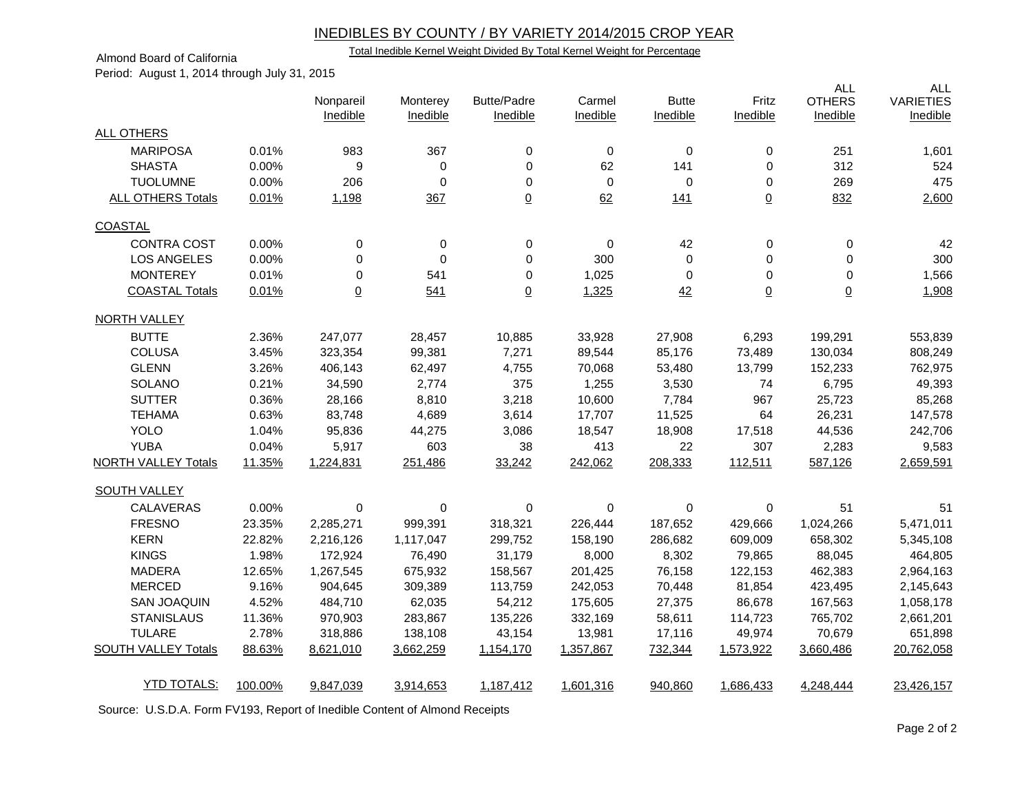# INEDIBLES BY COUNTY / BY VARIETY 2014/2015 CROP YEAR

Total Inedible Kernel Weight Divided By Total Kernel Weight for Percentage

Almond Board of California

Period: August 1, 2014 through July 31, 2015

| | | Nonpareil Inedible | Monterey Inedible | Butte/Padre Inedible | Carmel Inedible | Butte Inedible | Fritz Inedible | ALL OTHERS Inedible | ALL VARIETIES Inedible |
|---|---|---|---|---|---|---|---|---|---|
| ALL OTHERS | | | | | | | | | |
| MARIPOSA | 0.01% | 983 | 367 | 0 | 0 | 0 | 0 | 251 | 1,601 |
| SHASTA | 0.00% | 9 | 0 | 0 | 62 | 141 | 0 | 312 | 524 |
| TUOLUMNE | 0.00% | 206 | 0 | 0 | 0 | 0 | 0 | 269 | 475 |
| ALL OTHERS Totals | 0.01% | 1,198 | 367 | 0 | 62 | 141 | 0 | 832 | 2,600 |
| COASTAL | | | | | | | | | |
| CONTRA COST | 0.00% | 0 | 0 | 0 | 0 | 42 | 0 | 0 | 42 |
| LOS ANGELES | 0.00% | 0 | 0 | 0 | 300 | 0 | 0 | 0 | 300 |
| MONTEREY | 0.01% | 0 | 541 | 0 | 1,025 | 0 | 0 | 0 | 1,566 |
| COASTAL Totals | 0.01% | 0 | 541 | 0 | 1,325 | 42 | 0 | 0 | 1,908 |
| NORTH VALLEY | | | | | | | | | |
| BUTTE | 2.36% | 247,077 | 28,457 | 10,885 | 33,928 | 27,908 | 6,293 | 199,291 | 553,839 |
| COLUSA | 3.45% | 323,354 | 99,381 | 7,271 | 89,544 | 85,176 | 73,489 | 130,034 | 808,249 |
| GLENN | 3.26% | 406,143 | 62,497 | 4,755 | 70,068 | 53,480 | 13,799 | 152,233 | 762,975 |
| SOLANO | 0.21% | 34,590 | 2,774 | 375 | 1,255 | 3,530 | 74 | 6,795 | 49,393 |
| SUTTER | 0.36% | 28,166 | 8,810 | 3,218 | 10,600 | 7,784 | 967 | 25,723 | 85,268 |
| TEHAMA | 0.63% | 83,748 | 4,689 | 3,614 | 17,707 | 11,525 | 64 | 26,231 | 147,578 |
| YOLO | 1.04% | 95,836 | 44,275 | 3,086 | 18,547 | 18,908 | 17,518 | 44,536 | 242,706 |
| YUBA | 0.04% | 5,917 | 603 | 38 | 413 | 22 | 307 | 2,283 | 9,583 |
| NORTH VALLEY Totals | 11.35% | 1,224,831 | 251,486 | 33,242 | 242,062 | 208,333 | 112,511 | 587,126 | 2,659,591 |
| SOUTH VALLEY | | | | | | | | | |
| CALAVERAS | 0.00% | 0 | 0 | 0 | 0 | 0 | 0 | 51 | 51 |
| FRESNO | 23.35% | 2,285,271 | 999,391 | 318,321 | 226,444 | 187,652 | 429,666 | 1,024,266 | 5,471,011 |
| KERN | 22.82% | 2,216,126 | 1,117,047 | 299,752 | 158,190 | 286,682 | 609,009 | 658,302 | 5,345,108 |
| KINGS | 1.98% | 172,924 | 76,490 | 31,179 | 8,000 | 8,302 | 79,865 | 88,045 | 464,805 |
| MADERA | 12.65% | 1,267,545 | 675,932 | 158,567 | 201,425 | 76,158 | 122,153 | 462,383 | 2,964,163 |
| MERCED | 9.16% | 904,645 | 309,389 | 113,759 | 242,053 | 70,448 | 81,854 | 423,495 | 2,145,643 |
| SAN JOAQUIN | 4.52% | 484,710 | 62,035 | 54,212 | 175,605 | 27,375 | 86,678 | 167,563 | 1,058,178 |
| STANISLAUS | 11.36% | 970,903 | 283,867 | 135,226 | 332,169 | 58,611 | 114,723 | 765,702 | 2,661,201 |
| TULARE | 2.78% | 318,886 | 138,108 | 43,154 | 13,981 | 17,116 | 49,974 | 70,679 | 651,898 |
| SOUTH VALLEY Totals | 88.63% | 8,621,010 | 3,662,259 | 1,154,170 | 1,357,867 | 732,344 | 1,573,922 | 3,660,486 | 20,762,058 |
| YTD TOTALS: | 100.00% | 9,847,039 | 3,914,653 | 1,187,412 | 1,601,316 | 940,860 | 1,686,433 | 4,248,444 | 23,426,157 |

Source: U.S.D.A. Form FV193, Report of Inedible Content of Almond Receipts